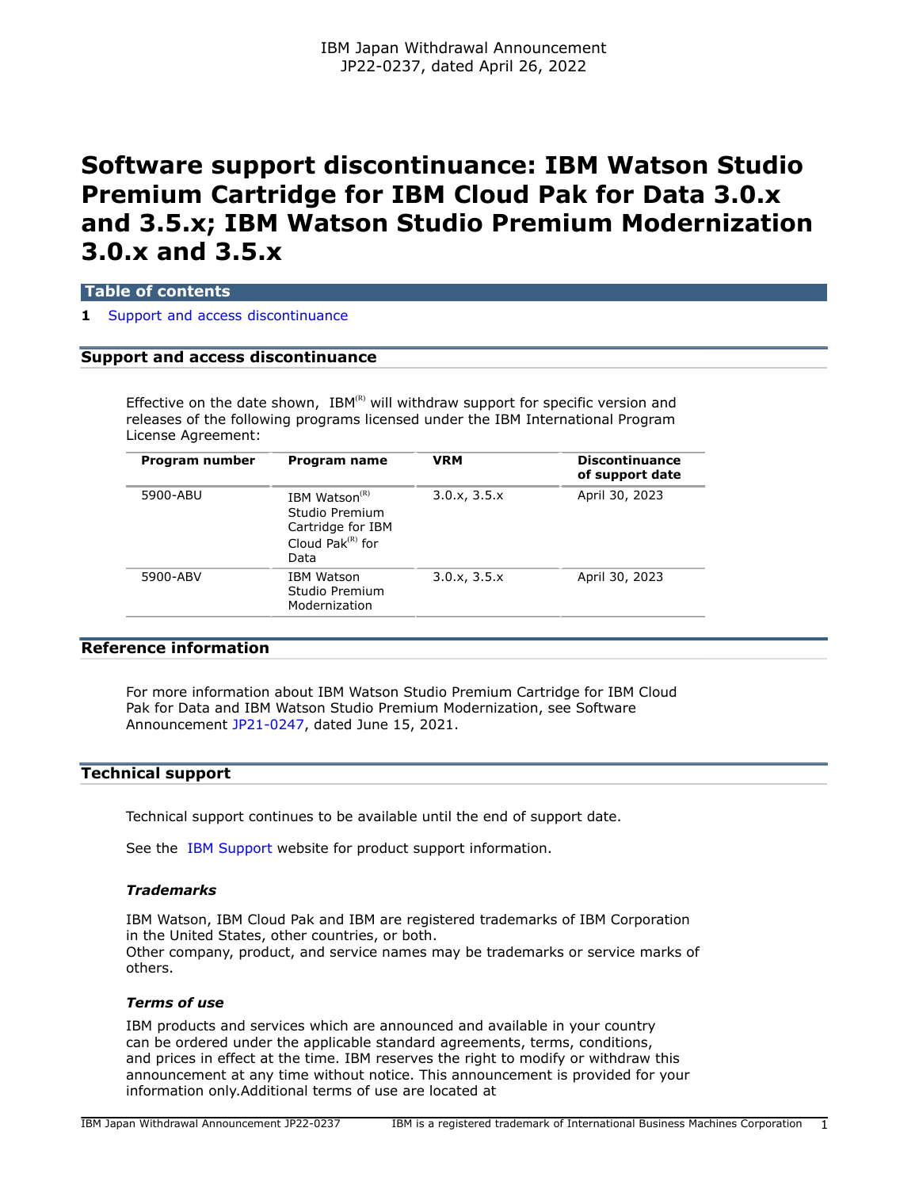IBM Japan Withdrawal Announcement
JP22-0237, dated April 26, 2022

# Software support discontinuance: IBM Watson Studio Premium Cartridge for IBM Cloud Pak for Data 3.0.x and 3.5.x; IBM Watson Studio Premium Modernization 3.0.x and 3.5.x

## Table of contents

**1** Support and access discontinuance

## Support and access discontinuance

Effective on the date shown, IBM(R) will withdraw support for specific version and releases of the following programs licensed under the IBM International Program License Agreement:

| Program number | Program name | VRM | Discontinuance of support date |
|---|---|---|---|
| 5900-ABU | IBM Watson(R) Studio Premium Cartridge for IBM Cloud Pak(R) for Data | 3.0.x, 3.5.x | April 30, 2023 |
| 5900-ABV | IBM Watson Studio Premium Modernization | 3.0.x, 3.5.x | April 30, 2023 |

## Reference information

For more information about IBM Watson Studio Premium Cartridge for IBM Cloud Pak for Data and IBM Watson Studio Premium Modernization, see Software Announcement JP21-0247, dated June 15, 2021.

## Technical support

Technical support continues to be available until the end of support date.

See the IBM Support website for product support information.

### *Trademarks*

IBM Watson, IBM Cloud Pak and IBM are registered trademarks of IBM Corporation in the United States, other countries, or both.
Other company, product, and service names may be trademarks or service marks of others.

### *Terms of use*

IBM products and services which are announced and available in your country can be ordered under the applicable standard agreements, terms, conditions, and prices in effect at the time. IBM reserves the right to modify or withdraw this announcement at any time without notice. This announcement is provided for your information only.Additional terms of use are located at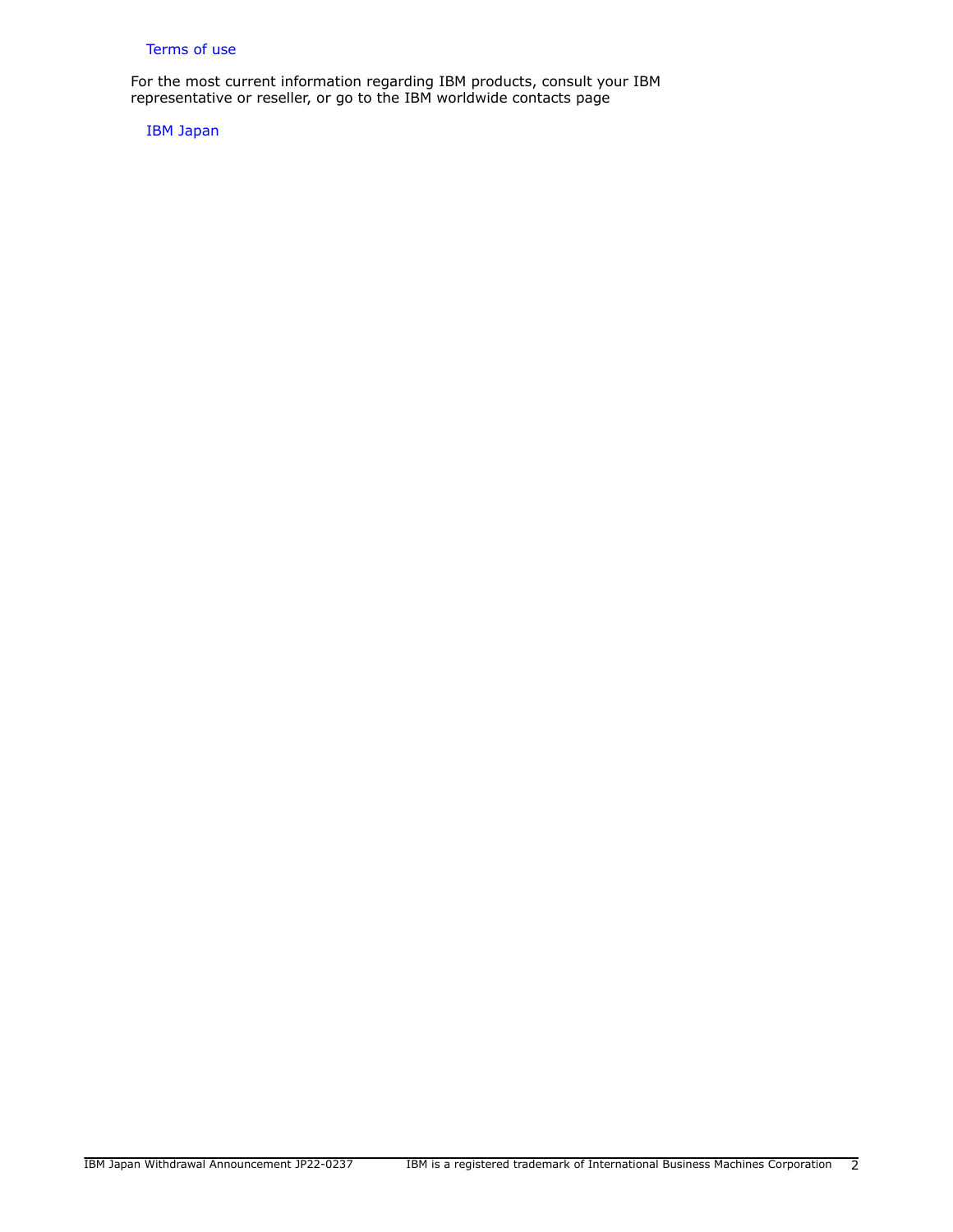Terms of use

For the most current information regarding IBM products, consult your IBM representative or reseller, or go to the IBM worldwide contacts page

IBM Japan